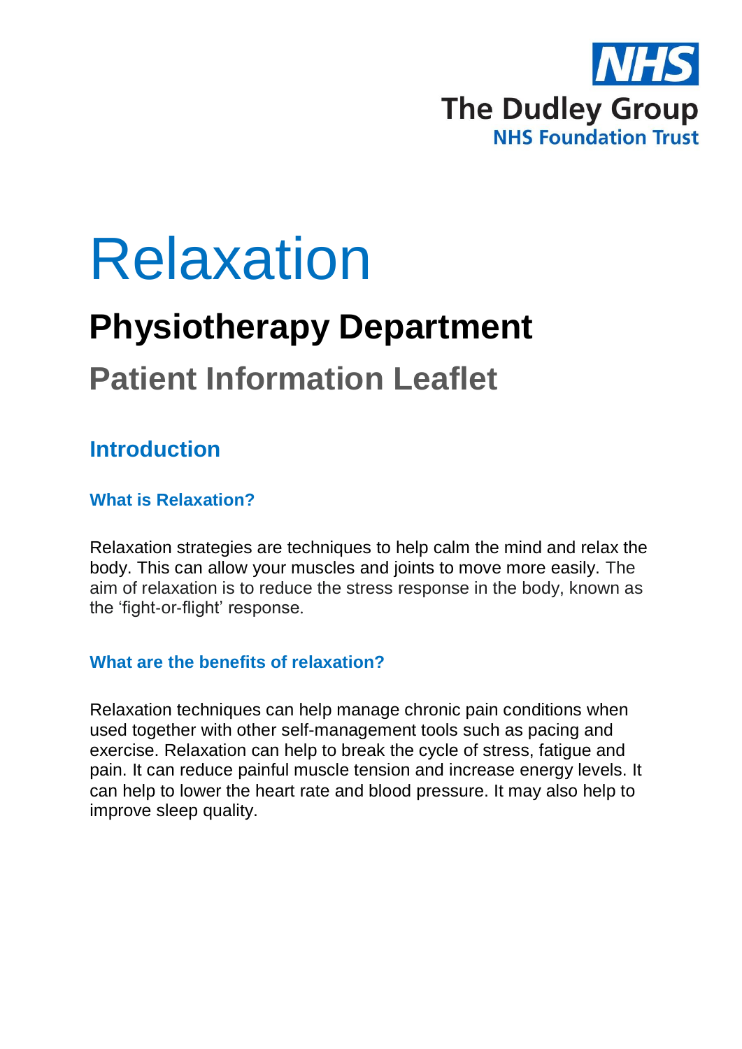NHS
The Dudley Group
NHS Foundation Trust

# Relaxation

## Physiotherapy Department

## Patient Information Leaflet

### Introduction

#### What is Relaxation?

Relaxation strategies are techniques to help calm the mind and relax the body. This can allow your muscles and joints to move more easily. The aim of relaxation is to reduce the stress response in the body, known as the 'fight-or-flight' response.

#### What are the benefits of relaxation?

Relaxation techniques can help manage chronic pain conditions when used together with other self-management tools such as pacing and exercise. Relaxation can help to break the cycle of stress, fatigue and pain. It can reduce painful muscle tension and increase energy levels. It can help to lower the heart rate and blood pressure. It may also help to improve sleep quality.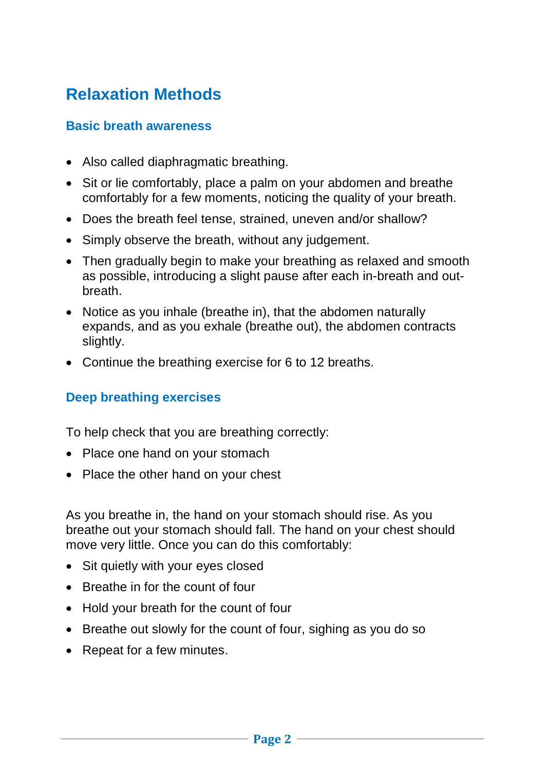# Relaxation Methods

## Basic breath awareness

- Also called diaphragmatic breathing.
- Sit or lie comfortably, place a palm on your abdomen and breathe comfortably for a few moments, noticing the quality of your breath.
- Does the breath feel tense, strained, uneven and/or shallow?
- Simply observe the breath, without any judgement.
- Then gradually begin to make your breathing as relaxed and smooth as possible, introducing a slight pause after each in-breath and out-breath.
- Notice as you inhale (breathe in), that the abdomen naturally expands, and as you exhale (breathe out), the abdomen contracts slightly.
- Continue the breathing exercise for 6 to 12 breaths.

## Deep breathing exercises

To help check that you are breathing correctly:

- Place one hand on your stomach
- Place the other hand on your chest

As you breathe in, the hand on your stomach should rise. As you breathe out your stomach should fall. The hand on your chest should move very little. Once you can do this comfortably:

- Sit quietly with your eyes closed
- Breathe in for the count of four
- Hold your breath for the count of four
- Breathe out slowly for the count of four, sighing as you do so
- Repeat for a few minutes.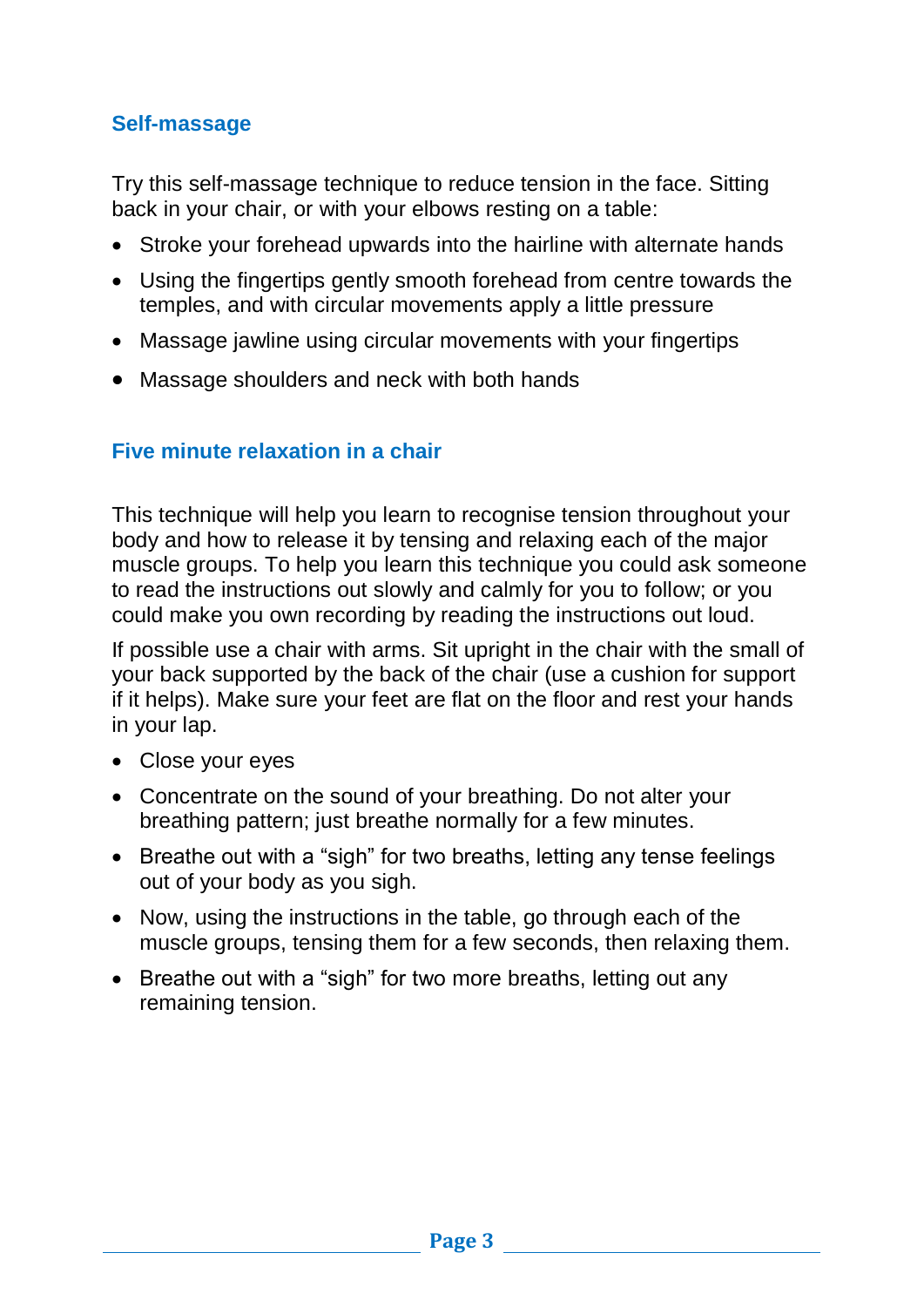## Self-massage

Try this self-massage technique to reduce tension in the face. Sitting back in your chair, or with your elbows resting on a table:

- Stroke your forehead upwards into the hairline with alternate hands
- Using the fingertips gently smooth forehead from centre towards the temples, and with circular movements apply a little pressure
- Massage jawline using circular movements with your fingertips
- Massage shoulders and neck with both hands

## Five minute relaxation in a chair

This technique will help you learn to recognise tension throughout your body and how to release it by tensing and relaxing each of the major muscle groups. To help you learn this technique you could ask someone to read the instructions out slowly and calmly for you to follow; or you could make you own recording by reading the instructions out loud.

If possible use a chair with arms. Sit upright in the chair with the small of your back supported by the back of the chair (use a cushion for support if it helps). Make sure your feet are flat on the floor and rest your hands in your lap.

- Close your eyes
- Concentrate on the sound of your breathing. Do not alter your breathing pattern; just breathe normally for a few minutes.
- Breathe out with a "sigh" for two breaths, letting any tense feelings out of your body as you sigh.
- Now, using the instructions in the table, go through each of the muscle groups, tensing them for a few seconds, then relaxing them.
- Breathe out with a "sigh" for two more breaths, letting out any remaining tension.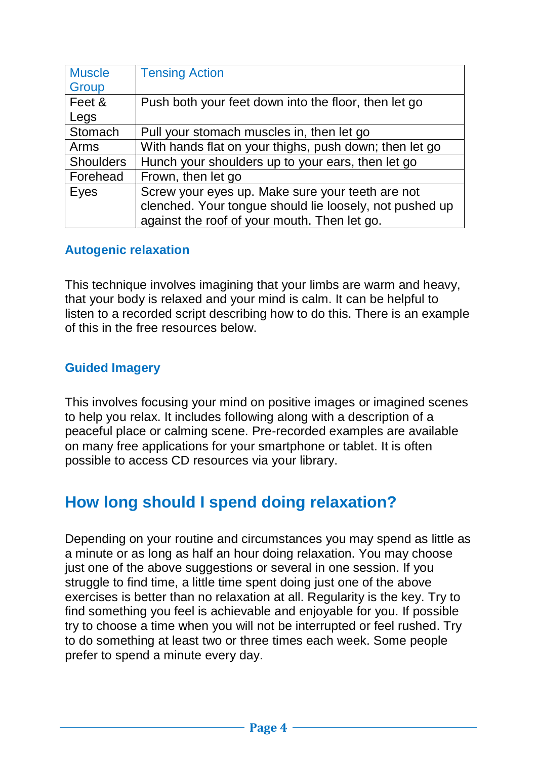| Muscle Group | Tensing Action |
| --- | --- |
| Feet & Legs | Push both your feet down into the floor, then let go |
| Stomach | Pull your stomach muscles in, then let go |
| Arms | With hands flat on your thighs, push down; then let go |
| Shoulders | Hunch your shoulders up to your ears, then let go |
| Forehead | Frown, then let go |
| Eyes | Screw your eyes up. Make sure your teeth are not clenched. Your tongue should lie loosely, not pushed up against the roof of your mouth. Then let go. |

### Autogenic relaxation

This technique involves imagining that your limbs are warm and heavy, that your body is relaxed and your mind is calm. It can be helpful to listen to a recorded script describing how to do this. There is an example of this in the free resources below.

### Guided Imagery

This involves focusing your mind on positive images or imagined scenes to help you relax. It includes following along with a description of a peaceful place or calming scene. Pre-recorded examples are available on many free applications for your smartphone or tablet. It is often possible to access CD resources via your library.

## How long should I spend doing relaxation?

Depending on your routine and circumstances you may spend as little as a minute or as long as half an hour doing relaxation. You may choose just one of the above suggestions or several in one session. If you struggle to find time, a little time spent doing just one of the above exercises is better than no relaxation at all. Regularity is the key. Try to find something you feel is achievable and enjoyable for you. If possible try to choose a time when you will not be interrupted or feel rushed. Try to do something at least two or three times each week. Some people prefer to spend a minute every day.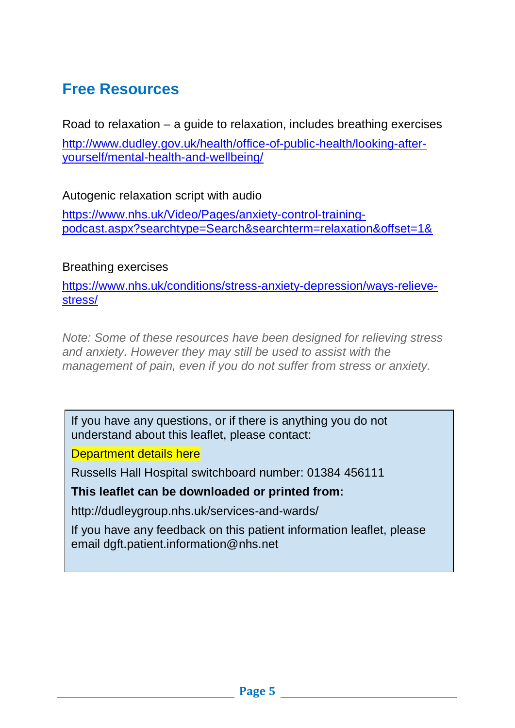## Free Resources

Road to relaxation – a guide to relaxation, includes breathing exercises

http://www.dudley.gov.uk/health/office-of-public-health/looking-after-yourself/mental-health-and-wellbeing/

Autogenic relaxation script with audio

https://www.nhs.uk/Video/Pages/anxiety-control-training-podcast.aspx?searchtype=Search&searchterm=relaxation&offset=1&

Breathing exercises

https://www.nhs.uk/conditions/stress-anxiety-depression/ways-relieve-stress/

*Note: Some of these resources have been designed for relieving stress and anxiety. However they may still be used to assist with the management of pain, even if you do not suffer from stress or anxiety.*

If you have any questions, or if there is anything you do not understand about this leaflet, please contact:

Department details here

Russells Hall Hospital switchboard number: 01384 456111

**This leaflet can be downloaded or printed from:**

http://dudleygroup.nhs.uk/services-and-wards/

If you have any feedback on this patient information leaflet, please email dgft.patient.information@nhs.net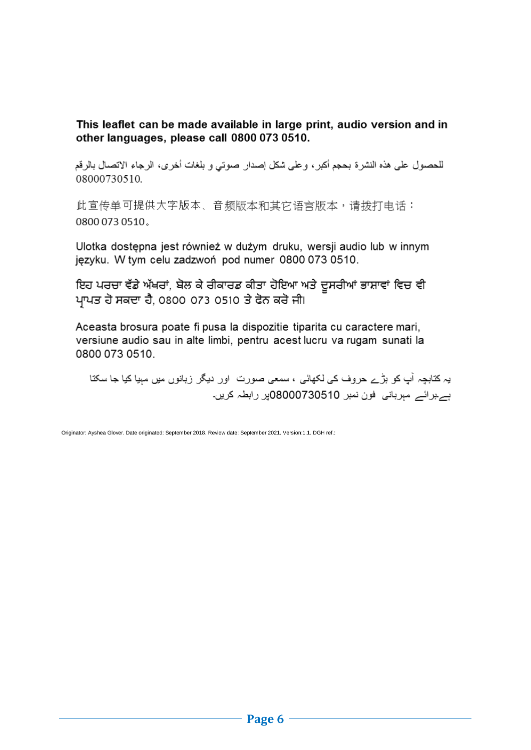**This leaflet can be made available in large print, audio version and in other languages, please call 0800 073 0510.**

للحصول على هذه النشرة بحجم أكبر، وعلى شكل إصدار صوتي و بلغات أخرى، الرجاء الاتصال بالرقم 08000730510.

此宣传单可提供大字版本、音频版本和其它语言版本，请拨打电话：0800 073 0510。

Ulotka dostępna jest również w dużym druku, wersji audio lub w innym języku. W tym celu zadzwoń pod numer 0800 073 0510.

ਇਹ ਪਰਚਾ ਵੱਡੇ ਅੱਖਰਾਂ, ਬੋਲ ਕੇ ਰੀਕਾਰਡ ਕੀਤਾ ਹੋਇਆ ਅਤੇ ਦੂਸਰੀਆਂ ਭਾਸ਼ਾਵਾਂ ਵਿਚ ਵੀ ਪ੍ਰਾਪਤ ਹੋ ਸਕਦਾ ਹੈ, 0800 073 0510 ਤੇ ਫੋਨ ਕਰੋ ਜੀ।

Aceasta brosura poate fi pusa la dispozitie tiparita cu caractere mari, versiune audio sau in alte limbi, pentru acest lucru va rugam sunati la 0800 073 0510.

یہ کتابچہ آپ کو بڑے حروف کی لکھائی ، سمعی صورت اور دیگر زبانوں میں مہیا کیا جا سکتا ہے۔برائے مہربانی فون نمبر 08000730510پر رابطہ کریں۔

Originator: Ayshea Glover. Date originated: September 2018. Review date: September 2021. Version:1.1. DGH ref.: